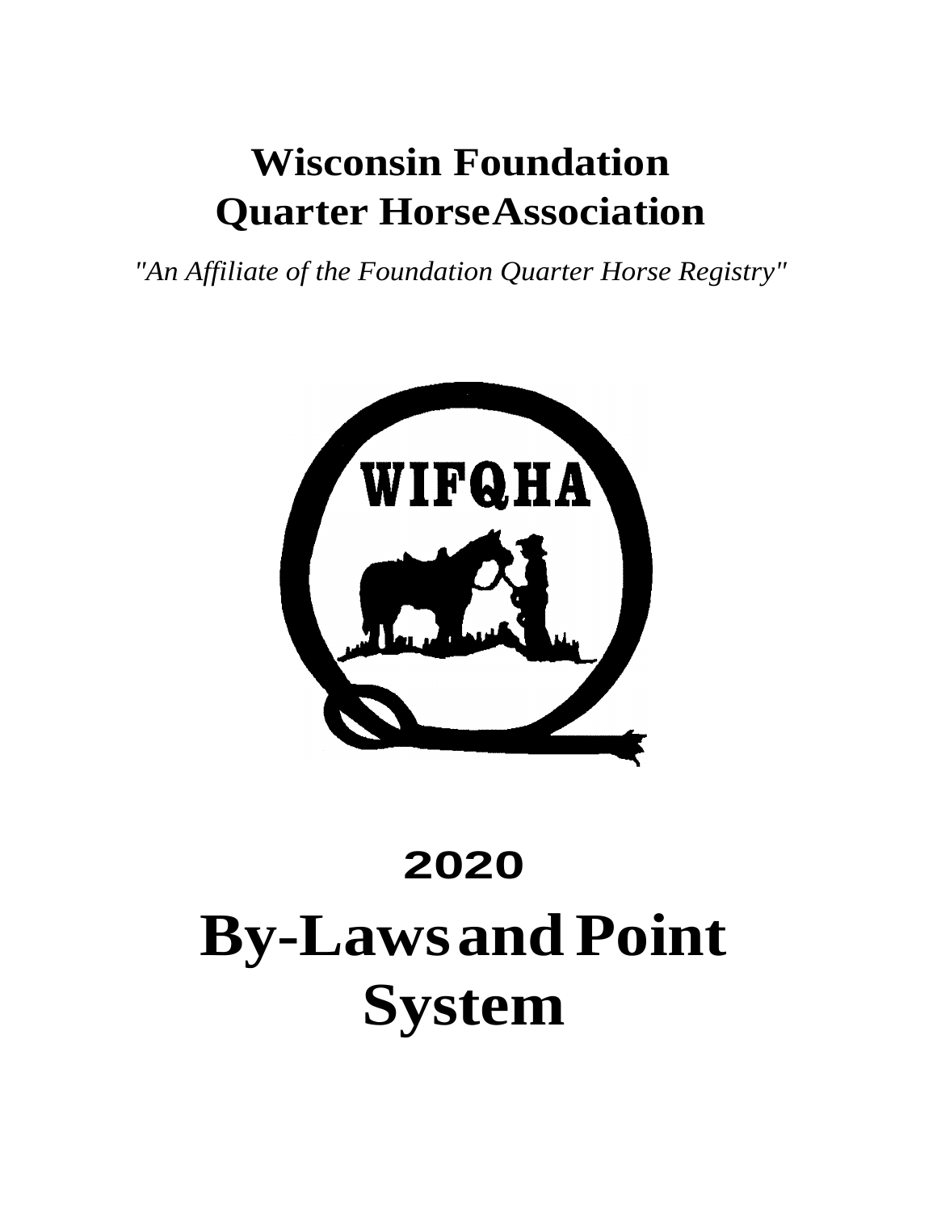# Wisconsin Foundation Quarter Horse Association

*"An Affiliate of the Foundation Quarter Horse Registry"*

WIFQHA

# 2020

# By-Laws and Point System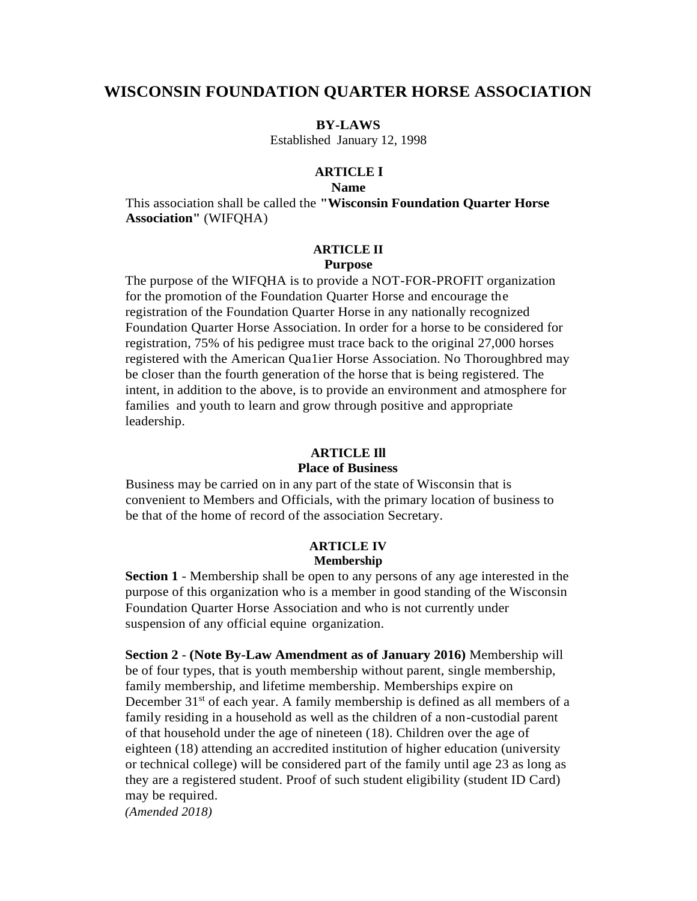# WISCONSIN FOUNDATION QUARTER HORSE ASSOCIATION

**BY-LAWS**

Established January 12, 1998

## ARTICLE I
### Name

This association shall be called the **"Wisconsin Foundation Quarter Horse Association"** (WIFQHA)

## ARTICLE II
### Purpose

The purpose of the WIFQHA is to provide a NOT-FOR-PROFIT organization for the promotion of the Foundation Quarter Horse and encourage the registration of the Foundation Quarter Horse in any nationally recognized Foundation Quarter Horse Association. In order for a horse to be considered for registration, 75% of his pedigree must trace back to the original 27,000 horses registered with the American Qua1ier Horse Association. No Thoroughbred may be closer than the fourth generation of the horse that is being registered. The intent, in addition to the above, is to provide an environment and atmosphere for families and youth to learn and grow through positive and appropriate leadership.

## ARTICLE Ill
### Place of Business

Business may be carried on in any part of the state of Wisconsin that is convenient to Members and Officials, with the primary location of business to be that of the home of record of the association Secretary.

## ARTICLE IV
### Membership

**Section 1** - Membership shall be open to any persons of any age interested in the purpose of this organization who is a member in good standing of the Wisconsin Foundation Quarter Horse Association and who is not currently under suspension of any official equine organization.

**Section 2** - **(Note By-Law Amendment as of January 2016)** Membership will be of four types, that is youth membership without parent, single membership, family membership, and lifetime membership. Memberships expire on December 31st of each year. A family membership is defined as all members of a family residing in a household as well as the children of a non-custodial parent of that household under the age of nineteen (18). Children over the age of eighteen (18) attending an accredited institution of higher education (university or technical college) will be considered part of the family until age 23 as long as they are a registered student. Proof of such student eligibility (student ID Card) may be required.

*(Amended 2018)*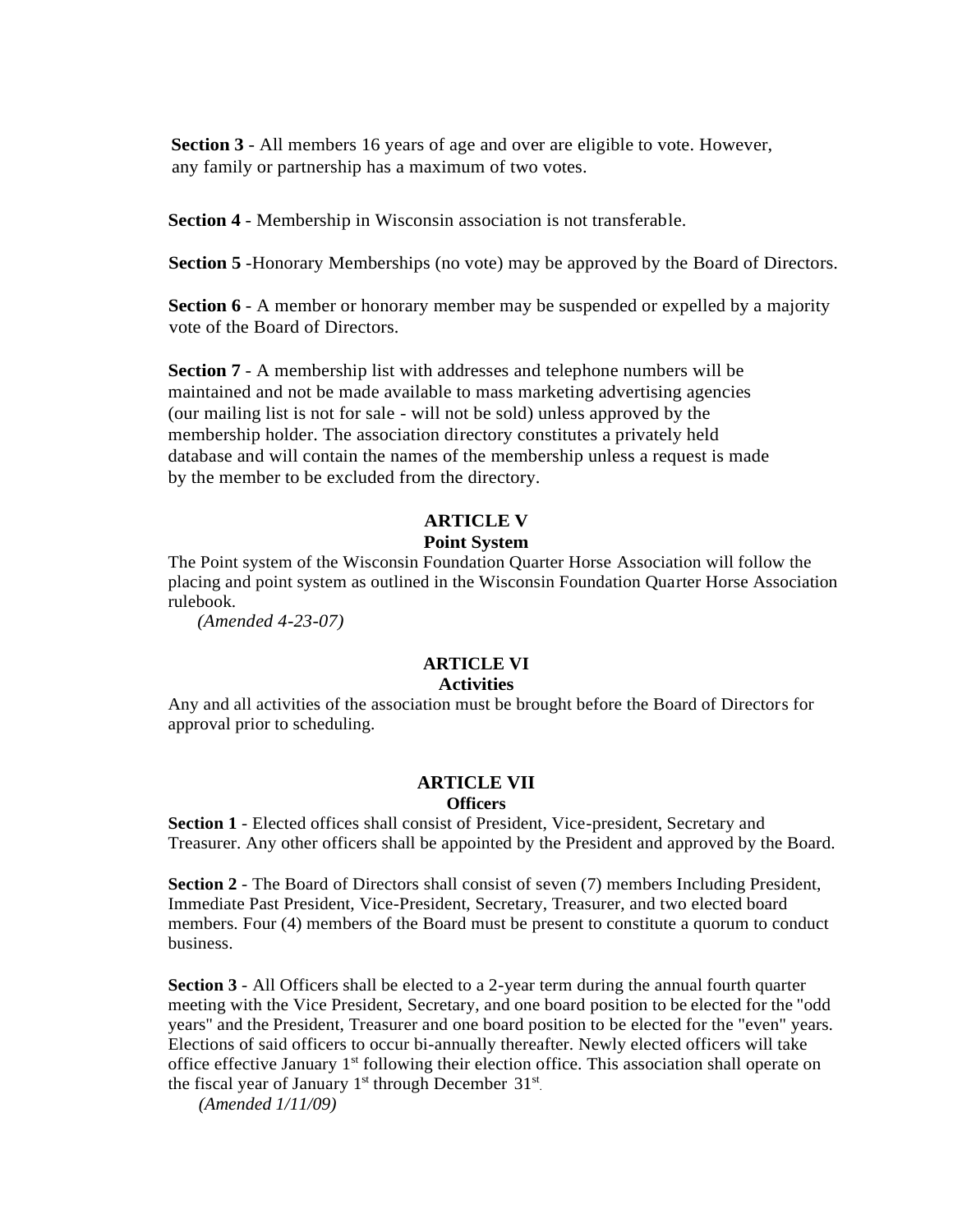**Section 3** - All members 16 years of age and over are eligible to vote. However, any family or partnership has a maximum of two votes.

**Section 4** - Membership in Wisconsin association is not transferable.

**Section 5** -Honorary Memberships (no vote) may be approved by the Board of Directors.

**Section 6** - A member or honorary member may be suspended or expelled by a majority vote of the Board of Directors.

**Section 7** - A membership list with addresses and telephone numbers will be maintained and not be made available to mass marketing advertising agencies (our mailing list is not for sale - will not be sold) unless approved by the membership holder. The association directory constitutes a privately held database and will contain the names of the membership unless a request is made by the member to be excluded from the directory.

## ARTICLE V
### Point System

The Point system of the Wisconsin Foundation Quarter Horse Association will follow the placing and point system as outlined in the Wisconsin Foundation Quarter Horse Association rulebook.

*(Amended 4-23-07)*

## ARTICLE VI
### Activities

Any and all activities of the association must be brought before the Board of Directors for approval prior to scheduling.

## ARTICLE VII
### Officers

**Section 1** - Elected offices shall consist of President, Vice-president, Secretary and Treasurer. Any other officers shall be appointed by the President and approved by the Board.

**Section 2** - The Board of Directors shall consist of seven (7) members Including President, Immediate Past President, Vice-President, Secretary, Treasurer, and two elected board members. Four (4) members of the Board must be present to constitute a quorum to conduct business.

**Section 3** - All Officers shall be elected to a 2-year term during the annual fourth quarter meeting with the Vice President, Secretary, and one board position to be elected for the "odd years" and the President, Treasurer and one board position to be elected for the "even" years. Elections of said officers to occur bi-annually thereafter. Newly elected officers will take office effective January 1st following their election office. This association shall operate on the fiscal year of January 1st through December 31st.

*(Amended 1/11/09)*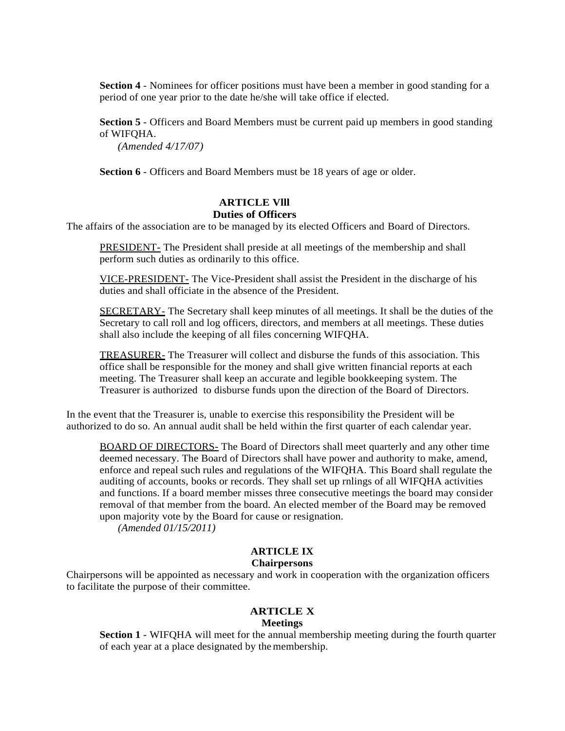**Section 4** - Nominees for officer positions must have been a member in good standing for a period of one year prior to the date he/she will take office if elected.

**Section 5** - Officers and Board Members must be current paid up members in good standing of WIFQHA.
*(Amended 4/17/07)*

**Section 6** - Officers and Board Members must be 18 years of age or older.

## ARTICLE VlIl
### Duties of Officers

The affairs of the association are to be managed by its elected Officers and Board of Directors.

PRESIDENT- The President shall preside at all meetings of the membership and shall perform such duties as ordinarily to this office.

VICE-PRESIDENT- The Vice-President shall assist the President in the discharge of his duties and shall officiate in the absence of the President.

SECRETARY- The Secretary shall keep minutes of all meetings. It shall be the duties of the Secretary to call roll and log officers, directors, and members at all meetings. These duties shall also include the keeping of all files concerning WIFQHA.

TREASURER- The Treasurer will collect and disburse the funds of this association. This office shall be responsible for the money and shall give written financial reports at each meeting. The Treasurer shall keep an accurate and legible bookkeeping system. The Treasurer is authorized to disburse funds upon the direction of the Board of Directors.

In the event that the Treasurer is, unable to exercise this responsibility the President will be authorized to do so. An annual audit shall be held within the first quarter of each calendar year.

BOARD OF DIRECTORS- The Board of Directors shall meet quarterly and any other time deemed necessary. The Board of Directors shall have power and authority to make, amend, enforce and repeal such rules and regulations of the WIFQHA. This Board shall regulate the auditing of accounts, books or records. They shall set up rnlings of all WIFQHA activities and functions. If a board member misses three consecutive meetings the board may consider removal of that member from the board. An elected member of the Board may be removed upon majority vote by the Board for cause or resignation.
*(Amended 01/15/2011)*

## ARTICLE IX
### Chairpersons

Chairpersons will be appointed as necessary and work in cooperation with the organization officers to facilitate the purpose of their committee.

## ARTICLE X
### Meetings

**Section 1** - WIFQHA will meet for the annual membership meeting during the fourth quarter of each year at a place designated by the membership.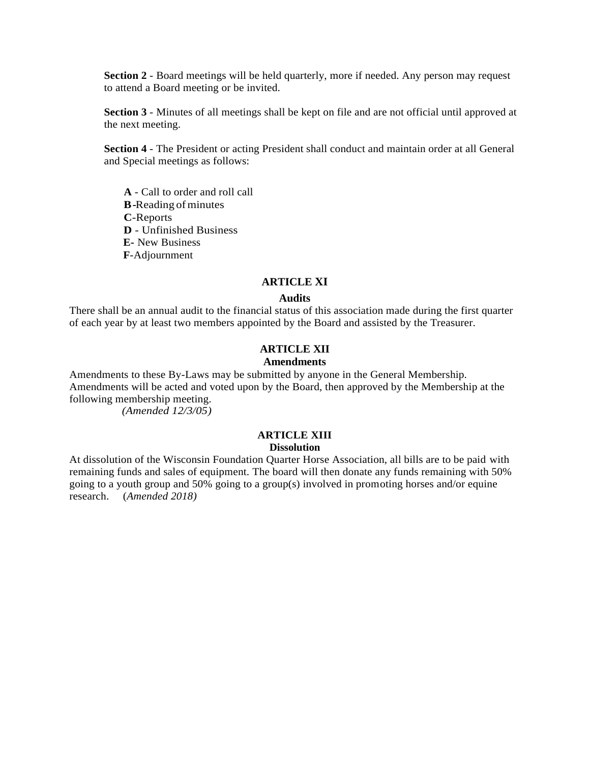**Section 2** - Board meetings will be held quarterly, more if needed. Any person may request to attend a Board meeting or be invited.

**Section 3** - Minutes of all meetings shall be kept on file and are not official until approved at the next meeting.

**Section 4** - The President or acting President shall conduct and maintain order at all General and Special meetings as follows:

**A** - Call to order and roll call
**B**-Reading of minutes
**C**-Reports
**D** - Unfinished Business
**E-** New Business
**F**-Adjournment

## ARTICLE XI

### Audits

There shall be an annual audit to the financial status of this association made during the first quarter of each year by at least two members appointed by the Board and assisted by the Treasurer.

## ARTICLE XII

### Amendments

Amendments to these By-Laws may be submitted by anyone in the General Membership. Amendments will be acted and voted upon by the Board, then approved by the Membership at the following membership meeting.
*(Amended 12/3/05)*

## ARTICLE XIII

### Dissolution

At dissolution of the Wisconsin Foundation Quarter Horse Association, all bills are to be paid with remaining funds and sales of equipment. The board will then donate any funds remaining with 50% going to a youth group and 50% going to a group(s) involved in promoting horses and/or equine research. (*Amended 2018)*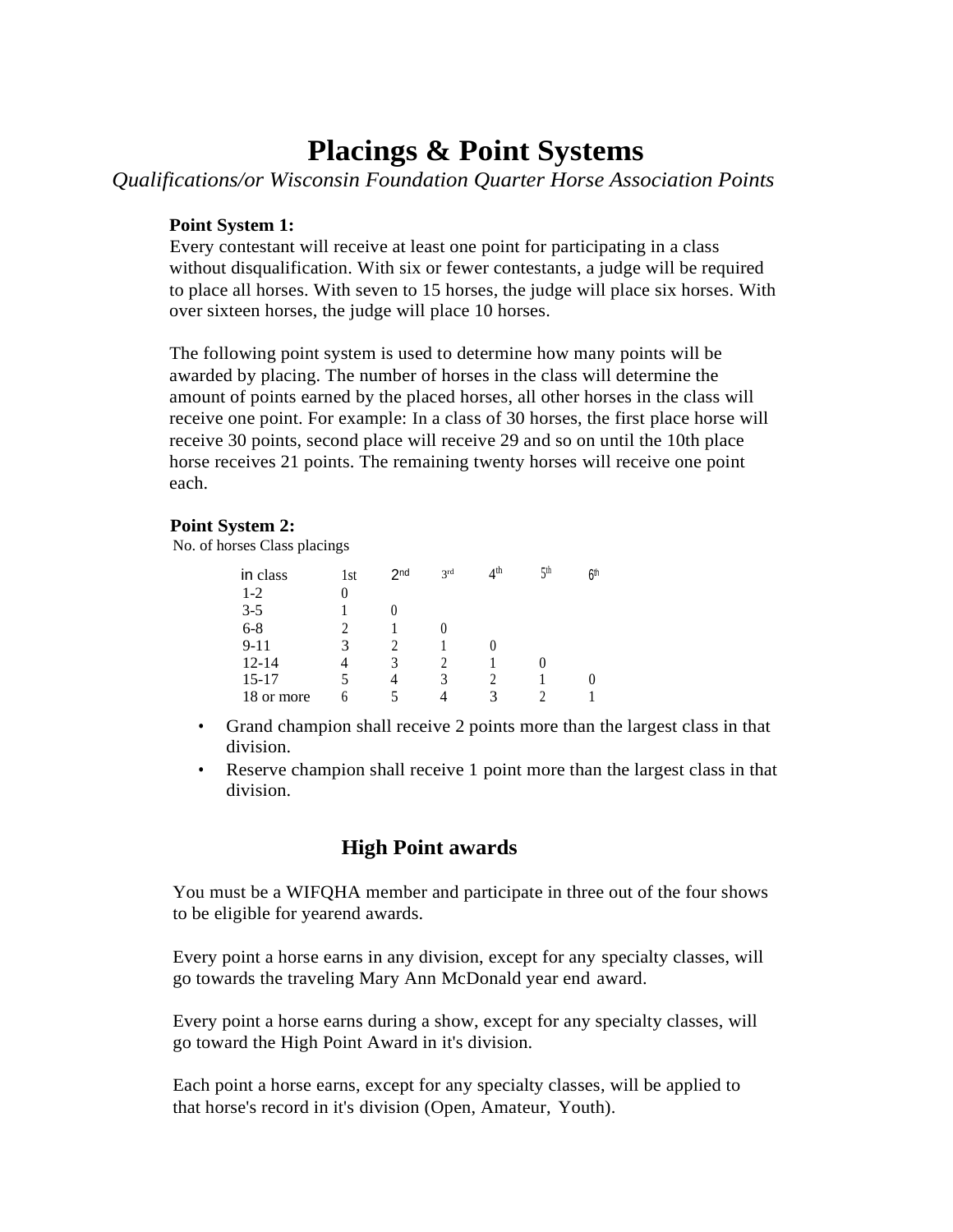# Placings & Point Systems

*Qualifications/or Wisconsin Foundation Quarter Horse Association Points*

**Point System 1:**

Every contestant will receive at least one point for participating in a class without disqualification. With six or fewer contestants, a judge will be required to place all horses. With seven to 15 horses, the judge will place six horses. With over sixteen horses, the judge will place 10 horses.

The following point system is used to determine how many points will be awarded by placing. The number of horses in the class will determine the amount of points earned by the placed horses, all other horses in the class will receive one point. For example: In a class of 30 horses, the first place horse will receive 30 points, second place will receive 29 and so on until the 10th place horse receives 21 points. The remaining twenty horses will receive one point each.

**Point System 2:**

No. of horses Class placings

| in class | 1st | 2nd | 3rd | 4th | 5th | 6th |
|---|---|---|---|---|---|---|
| 1-2 | 0 | | | | | |
| 3-5 | 1 | 0 | | | | |
| 6-8 | 2 | 1 | 0 | | | |
| 9-11 | 3 | 2 | 1 | 0 | | |
| 12-14 | 4 | 3 | 2 | 1 | 0 | |
| 15-17 | 5 | 4 | 3 | 2 | 1 | 0 |
| 18 or more | 6 | 5 | 4 | 3 | 2 | 1 |

- Grand champion shall receive 2 points more than the largest class in that division.
- Reserve champion shall receive 1 point more than the largest class in that division.

## High Point awards

You must be a WIFQHA member and participate in three out of the four shows to be eligible for yearend awards.

Every point a horse earns in any division, except for any specialty classes, will go towards the traveling Mary Ann McDonald year end award.

Every point a horse earns during a show, except for any specialty classes, will go toward the High Point Award in it's division.

Each point a horse earns, except for any specialty classes, will be applied to that horse's record in it's division (Open, Amateur, Youth).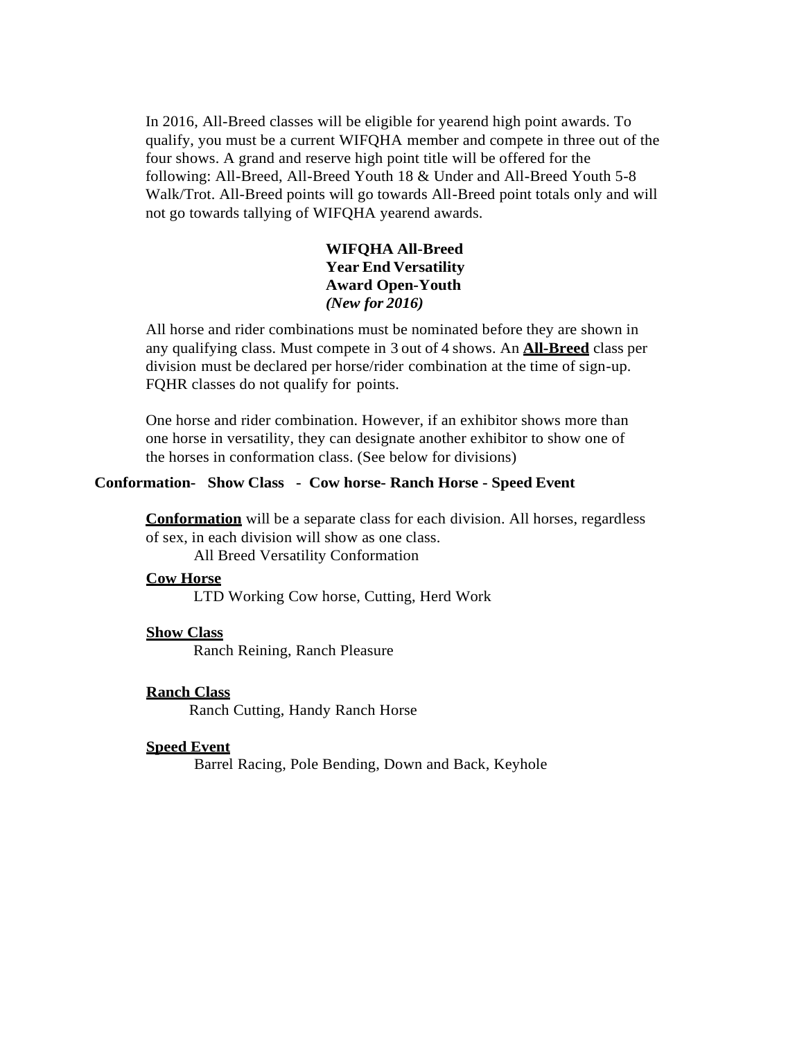In 2016, All-Breed classes will be eligible for yearend high point awards. To qualify, you must be a current WIFQHA member and compete in three out of the four shows. A grand and reserve high point title will be offered for the following: All-Breed, All-Breed Youth 18 & Under and All-Breed Youth 5-8 Walk/Trot. All-Breed points will go towards All-Breed point totals only and will not go towards tallying of WIFQHA yearend awards.

**WIFQHA All-Breed Year End Versatility Award Open-Youth**
***(New for 2016)***

All horse and rider combinations must be nominated before they are shown in any qualifying class. Must compete in 3 out of 4 shows. An **All-Breed** class per division must be declared per horse/rider combination at the time of sign-up. FQHR classes do not qualify for points.

One horse and rider combination. However, if an exhibitor shows more than one horse in versatility, they can designate another exhibitor to show one of the horses in conformation class. (See below for divisions)

**Conformation- Show Class - Cow horse- Ranch Horse - Speed Event**

**Conformation** will be a separate class for each division. All horses, regardless of sex, in each division will show as one class.
All Breed Versatility Conformation

**Cow Horse**
LTD Working Cow horse, Cutting, Herd Work

**Show Class**
Ranch Reining, Ranch Pleasure

**Ranch Class**
Ranch Cutting, Handy Ranch Horse

**Speed Event**
Barrel Racing, Pole Bending, Down and Back, Keyhole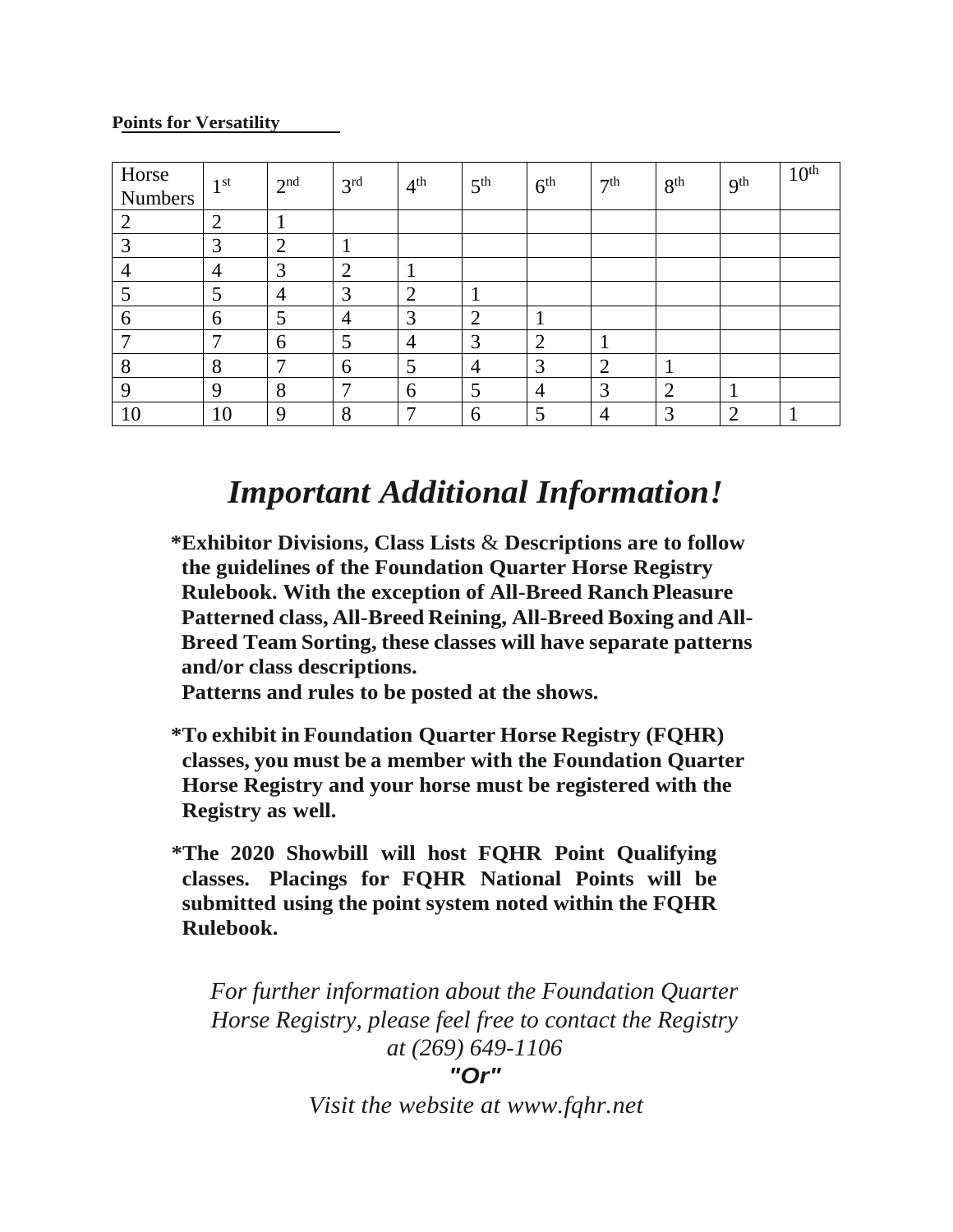**Points for Versatility**

| Horse Numbers | 1st | 2nd | 3rd | 4th | 5th | 6th | 7th | 8th | 9th | 10th |
|---|---|---|---|---|---|---|---|---|---|---|
| 2 | 2 | 1 | | | | | | | | |
| 3 | 3 | 2 | 1 | | | | | | | |
| 4 | 4 | 3 | 2 | 1 | | | | | | |
| 5 | 5 | 4 | 3 | 2 | 1 | | | | | |
| 6 | 6 | 5 | 4 | 3 | 2 | 1 | | | | |
| 7 | 7 | 6 | 5 | 4 | 3 | 2 | 1 | | | |
| 8 | 8 | 7 | 6 | 5 | 4 | 3 | 2 | 1 | | |
| 9 | 9 | 8 | 7 | 6 | 5 | 4 | 3 | 2 | 1 | |
| 10 | 10 | 9 | 8 | 7 | 6 | 5 | 4 | 3 | 2 | 1 |

# *Important Additional Information!*

**\*Exhibitor Divisions, Class Lists & Descriptions are to follow the guidelines of the Foundation Quarter Horse Registry Rulebook. With the exception of All-Breed Ranch Pleasure Patterned class, All-Breed Reining, All-Breed Boxing and All-Breed Team Sorting, these classes will have separate patterns and/or class descriptions.**
**Patterns and rules to be posted at the shows.**

**\*To exhibit in Foundation Quarter Horse Registry (FQHR) classes, you must be a member with the Foundation Quarter Horse Registry and your horse must be registered with the Registry as well.**

**\*The 2020 Showbill will host FQHR Point Qualifying classes. Placings for FQHR National Points will be submitted using the point system noted within the FQHR Rulebook.**

*For further information about the Foundation Quarter Horse Registry, please feel free to contact the Registry at (269) 649-1106*

***"Or"***

*Visit the website at www.fqhr.net*